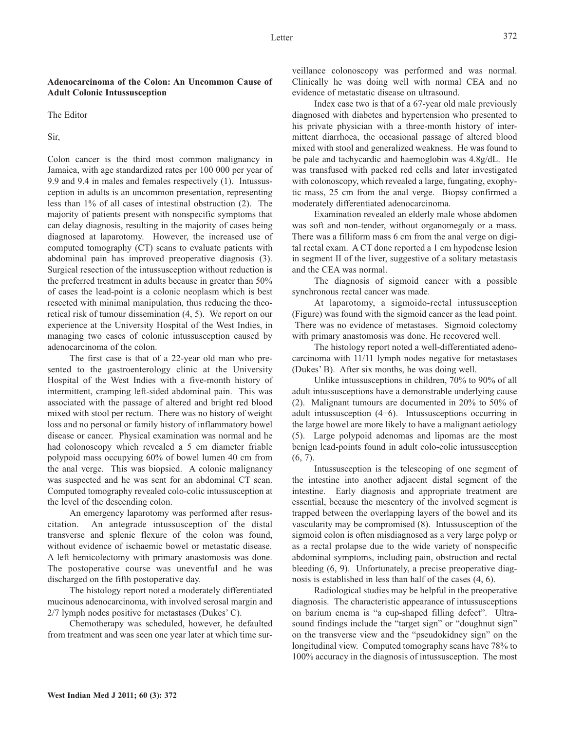**Adenocarcinoma of the Colon: An Uncommon Cause of Adult Colonic Intussusception**

The Editor

Sir,

Colon cancer is the third most common malignancy in Jamaica, with age standardized rates per 100 000 per year of 9.9 and 9.4 in males and females respectively (1). Intussusception in adults is an uncommon presentation, representing less than 1% of all cases of intestinal obstruction (2). The majority of patients present with nonspecific symptoms that can delay diagnosis, resulting in the majority of cases being diagnosed at laparotomy. However, the increased use of computed tomography (CT) scans to evaluate patients with abdominal pain has improved preoperative diagnosis (3). Surgical resection of the intussusception without reduction is the preferred treatment in adults because in greater than 50% of cases the lead-point is a colonic neoplasm which is best resected with minimal manipulation, thus reducing the theoretical risk of tumour dissemination (4, 5). We report on our experience at the University Hospital of the West Indies, in managing two cases of colonic intussusception caused by adenocarcinoma of the colon.

The first case is that of a 22-year old man who presented to the gastroenterology clinic at the University Hospital of the West Indies with a five-month history of intermittent, cramping left-sided abdominal pain. This was associated with the passage of altered and bright red blood mixed with stool per rectum. There was no history of weight loss and no personal or family history of inflammatory bowel disease or cancer. Physical examination was normal and he had colonoscopy which revealed a 5 cm diameter friable polypoid mass occupying 60% of bowel lumen 40 cm from the anal verge. This was biopsied. A colonic malignancy was suspected and he was sent for an abdominal CT scan. Computed tomography revealed colo-colic intussusception at the level of the descending colon.

An emergency laparotomy was performed after resuscitation. An antegrade intussusception of the distal transverse and splenic flexure of the colon was found, without evidence of ischaemic bowel or metastatic disease. A left hemicolectomy with primary anastomosis was done. The postoperative course was uneventful and he was discharged on the fifth postoperative day.

The histology report noted a moderately differentiated mucinous adenocarcinoma, with involved serosal margin and 2/7 lymph nodes positive for metastases (Dukes' C).

Chemotherapy was scheduled, however, he defaulted from treatment and was seen one year later at which time surveillance colonoscopy was performed and was normal. Clinically he was doing well with normal CEA and no evidence of metastatic disease on ultrasound.

Index case two is that of a 67-year old male previously diagnosed with diabetes and hypertension who presented to his private physician with a three-month history of intermittent diarrhoea, the occasional passage of altered blood mixed with stool and generalized weakness. He was found to be pale and tachycardic and haemoglobin was 4.8g/dL. He was transfused with packed red cells and later investigated with colonoscopy, which revealed a large, fungating, exophytic mass, 25 cm from the anal verge. Biopsy confirmed a moderately differentiated adenocarcinoma.

Examination revealed an elderly male whose abdomen was soft and non-tender, without organomegaly or a mass. There was a filliform mass 6 cm from the anal verge on digital rectal exam. A CT done reported a 1 cm hypodense lesion in segment II of the liver, suggestive of a solitary metastasis and the CEA was normal.

The diagnosis of sigmoid cancer with a possible synchronous rectal cancer was made.

At laparotomy, a sigmoido-rectal intussusception (Figure) was found with the sigmoid cancer as the lead point. There was no evidence of metastases. Sigmoid colectomy with primary anastomosis was done. He recovered well.

The histology report noted a well-differentiated adenocarcinoma with 11/11 lymph nodes negative for metastases (Dukes' B). After six months, he was doing well.

Unlike intussusceptions in children, 70% to 90% of all adult intussusceptions have a demonstrable underlying cause (2). Malignant tumours are documented in 20% to 50% of adult intussusception (4−6). Intussusceptions occurring in the large bowel are more likely to have a malignant aetiology (5). Large polypoid adenomas and lipomas are the most benign lead-points found in adult colo-colic intussusception (6, 7).

Intussusception is the telescoping of one segment of the intestine into another adjacent distal segment of the intestine. Early diagnosis and appropriate treatment are essential, because the mesentery of the involved segment is trapped between the overlapping layers of the bowel and its vascularity may be compromised (8). Intussusception of the sigmoid colon is often misdiagnosed as a very large polyp or as a rectal prolapse due to the wide variety of nonspecific abdominal symptoms, including pain, obstruction and rectal bleeding (6, 9). Unfortunately, a precise preoperative diagnosis is established in less than half of the cases (4, 6).

Radiological studies may be helpful in the preoperative diagnosis. The characteristic appearance of intussusceptions on barium enema is "a cup-shaped filling defect". Ultrasound findings include the "target sign" or "doughnut sign" on the transverse view and the "pseudokidney sign" on the longitudinal view. Computed tomography scans have 78% to 100% accuracy in the diagnosis of intussusception. The most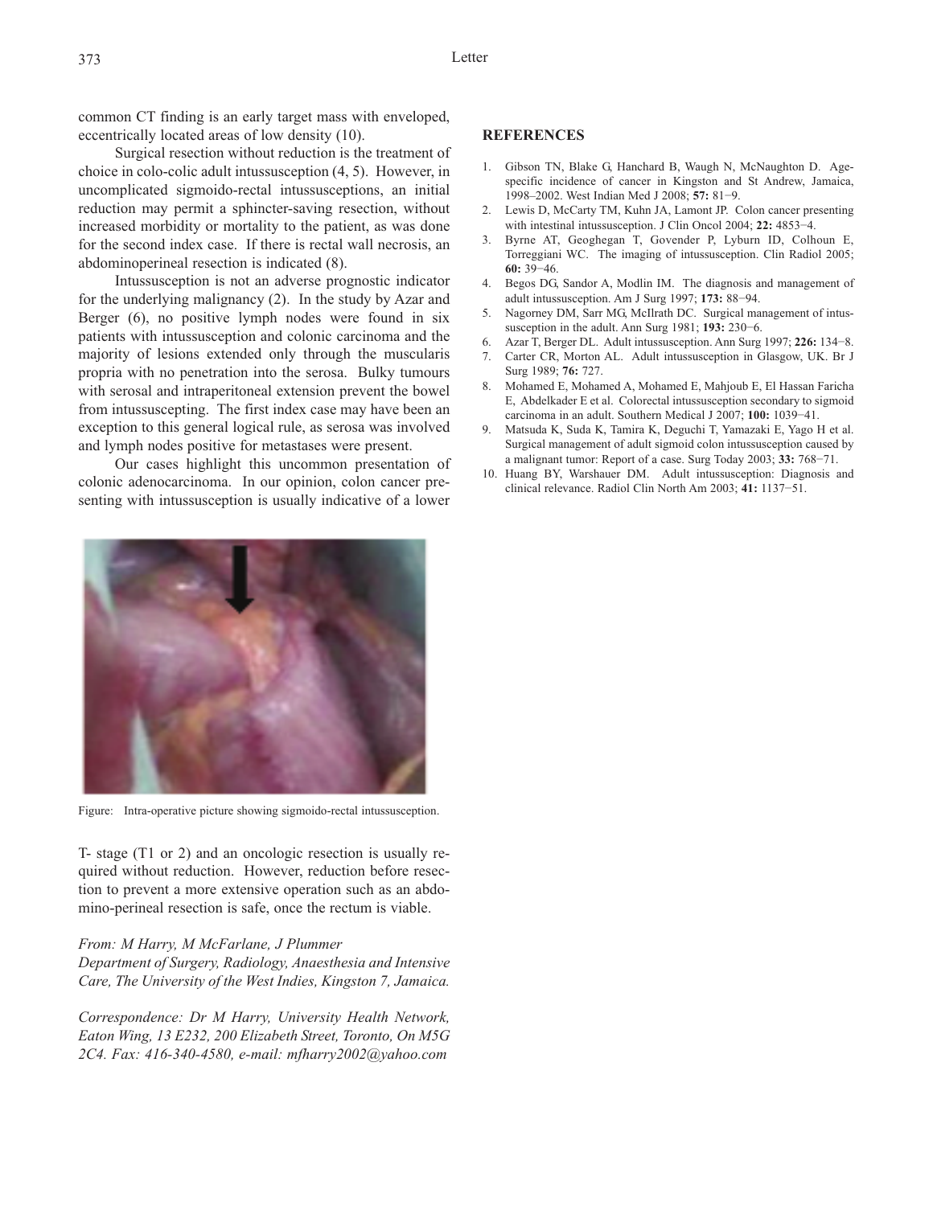common CT finding is an early target mass with enveloped, eccentrically located areas of low density (10).

Surgical resection without reduction is the treatment of choice in colo-colic adult intussusception (4, 5). However, in uncomplicated sigmoido-rectal intussusceptions, an initial reduction may permit a sphincter-saving resection, without increased morbidity or mortality to the patient, as was done for the second index case. If there is rectal wall necrosis, an abdominoperineal resection is indicated (8).

Intussusception is not an adverse prognostic indicator for the underlying malignancy (2). In the study by Azar and Berger (6), no positive lymph nodes were found in six patients with intussusception and colonic carcinoma and the majority of lesions extended only through the muscularis propria with no penetration into the serosa. Bulky tumours with serosal and intraperitoneal extension prevent the bowel from intussuscepting. The first index case may have been an exception to this general logical rule, as serosa was involved and lymph nodes positive for metastases were present.

Our cases highlight this uncommon presentation of colonic adenocarcinoma. In our opinion, colon cancer presenting with intussusception is usually indicative of a lower T- stage (T1 or 2) and an oncologic resection is usually required without reduction. However, reduction before resection to prevent a more extensive operation such as an abdomino-perineal resection is safe, once the rectum is viable.

Figure: Intra-operative picture showing sigmoido-rectal intussusception.

*From: M Harry, M McFarlane, J Plummer*
*Department of Surgery, Radiology, Anaesthesia and Intensive Care, The University of the West Indies, Kingston 7, Jamaica.*

*Correspondence: Dr M Harry, University Health Network, Eaton Wing, 13 E232, 200 Elizabeth Street, Toronto, On M5G 2C4. Fax: 416-340-4580, e-mail: mfharry2002@yahoo.com*

## REFERENCES

1. Gibson TN, Blake G, Hanchard B, Waugh N, McNaughton D. Age-specific incidence of cancer in Kingston and St Andrew, Jamaica, 1998–2002. West Indian Med J 2008; **57:** 81−9.
2. Lewis D, McCarty TM, Kuhn JA, Lamont JP. Colon cancer presenting with intestinal intussusception. J Clin Oncol 2004; **22:** 4853−4.
3. Byrne AT, Geoghegan T, Govender P, Lyburn ID, Colhoun E, Torreggiani WC. The imaging of intussusception. Clin Radiol 2005; **60:** 39−46.
4. Begos DG, Sandor A, Modlin IM. The diagnosis and management of adult intussusception. Am J Surg 1997; **173:** 88−94.
5. Nagorney DM, Sarr MG, McIlrath DC. Surgical management of intussusception in the adult. Ann Surg 1981; **193:** 230−6.
6. Azar T, Berger DL. Adult intussusception. Ann Surg 1997; **226:** 134−8.
7. Carter CR, Morton AL. Adult intussusception in Glasgow, UK. Br J Surg 1989; **76:** 727.
8. Mohamed E, Mohamed A, Mohamed E, Mahjoub E, El Hassan Faricha E, Abdelkader E et al. Colorectal intussusception secondary to sigmoid carcinoma in an adult. Southern Medical J 2007; **100:** 1039−41.
9. Matsuda K, Suda K, Tamira K, Deguchi T, Yamazaki E, Yago H et al. Surgical management of adult sigmoid colon intussusception caused by a malignant tumor: Report of a case. Surg Today 2003; **33:** 768−71.
10. Huang BY, Warshauer DM. Adult intussusception: Diagnosis and clinical relevance. Radiol Clin North Am 2003; **41:** 1137−51.